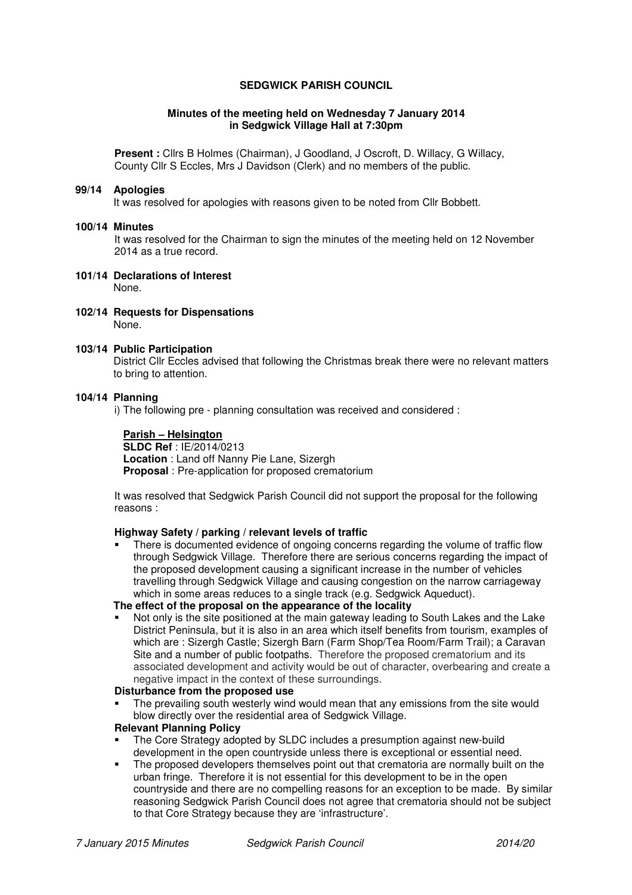# SEDGWICK PARISH COUNCIL

## Minutes of the meeting held on Wednesday 7 January 2014 in Sedgwick Village Hall at 7:30pm

**Present :** Cllrs B Holmes (Chairman), J Goodland, J Oscroft, D. Willacy, G Willacy, County Cllr S Eccles, Mrs J Davidson (Clerk) and no members of the public.

### 99/14 Apologies

It was resolved for apologies with reasons given to be noted from Cllr Bobbett.

### 100/14 Minutes

It was resolved for the Chairman to sign the minutes of the meeting held on 12 November 2014 as a true record.

### 101/14 Declarations of Interest

None.

### 102/14 Requests for Dispensations

None.

### 103/14 Public Participation

District Cllr Eccles advised that following the Christmas break there were no relevant matters to bring to attention.

### 104/14 Planning

i) The following pre - planning consultation was received and considered :

**Parish – Helsington**
**SLDC Ref** : IE/2014/0213
**Location** : Land off Nanny Pie Lane, Sizergh
**Proposal** : Pre-application for proposed crematorium

It was resolved that Sedgwick Parish Council did not support the proposal for the following reasons :

**Highway Safety / parking / relevant levels of traffic**

- There is documented evidence of ongoing concerns regarding the volume of traffic flow through Sedgwick Village. Therefore there are serious concerns regarding the impact of the proposed development causing a significant increase in the number of vehicles travelling through Sedgwick Village and causing congestion on the narrow carriageway which in some areas reduces to a single track (e.g. Sedgwick Aqueduct).

**The effect of the proposal on the appearance of the locality**

- Not only is the site positioned at the main gateway leading to South Lakes and the Lake District Peninsula, but it is also in an area which itself benefits from tourism, examples of which are : Sizergh Castle; Sizergh Barn (Farm Shop/Tea Room/Farm Trail); a Caravan Site and a number of public footpaths. Therefore the proposed crematorium and its associated development and activity would be out of character, overbearing and create a negative impact in the context of these surroundings.

**Disturbance from the proposed use**

- The prevailing south westerly wind would mean that any emissions from the site would blow directly over the residential area of Sedgwick Village.

**Relevant Planning Policy**

- The Core Strategy adopted by SLDC includes a presumption against new-build development in the open countryside unless there is exceptional or essential need.
- The proposed developers themselves point out that crematoria are normally built on the urban fringe. Therefore it is not essential for this development to be in the open countryside and there are no compelling reasons for an exception to be made. By similar reasoning Sedgwick Parish Council does not agree that crematoria should not be subject to that Core Strategy because they are 'infrastructure'.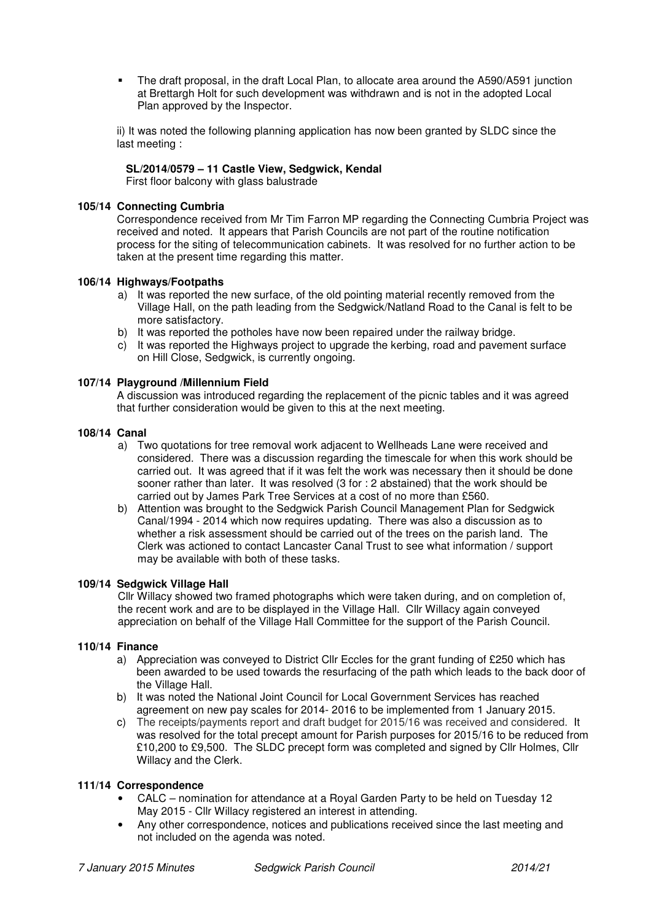- The draft proposal, in the draft Local Plan, to allocate area around the A590/A591 junction at Brettargh Holt for such development was withdrawn and is not in the adopted Local Plan approved by the Inspector.

ii) It was noted the following planning application has now been granted by SLDC since the last meeting :

**SL/2014/0579 – 11 Castle View, Sedgwick, Kendal**
First floor balcony with glass balustrade

**105/14 Connecting Cumbria**

Correspondence received from Mr Tim Farron MP regarding the Connecting Cumbria Project was received and noted. It appears that Parish Councils are not part of the routine notification process for the siting of telecommunication cabinets. It was resolved for no further action to be taken at the present time regarding this matter.

**106/14 Highways/Footpaths**

a) It was reported the new surface, of the old pointing material recently removed from the Village Hall, on the path leading from the Sedgwick/Natland Road to the Canal is felt to be more satisfactory.
b) It was reported the potholes have now been repaired under the railway bridge.
c) It was reported the Highways project to upgrade the kerbing, road and pavement surface on Hill Close, Sedgwick, is currently ongoing.

**107/14 Playground /Millennium Field**

A discussion was introduced regarding the replacement of the picnic tables and it was agreed that further consideration would be given to this at the next meeting.

**108/14 Canal**

a) Two quotations for tree removal work adjacent to Wellheads Lane were received and considered. There was a discussion regarding the timescale for when this work should be carried out. It was agreed that if it was felt the work was necessary then it should be done sooner rather than later. It was resolved (3 for : 2 abstained) that the work should be carried out by James Park Tree Services at a cost of no more than £560.
b) Attention was brought to the Sedgwick Parish Council Management Plan for Sedgwick Canal/1994 - 2014 which now requires updating. There was also a discussion as to whether a risk assessment should be carried out of the trees on the parish land. The Clerk was actioned to contact Lancaster Canal Trust to see what information / support may be available with both of these tasks.

**109/14 Sedgwick Village Hall**

Cllr Willacy showed two framed photographs which were taken during, and on completion of, the recent work and are to be displayed in the Village Hall. Cllr Willacy again conveyed appreciation on behalf of the Village Hall Committee for the support of the Parish Council.

**110/14 Finance**

a) Appreciation was conveyed to District Cllr Eccles for the grant funding of £250 which has been awarded to be used towards the resurfacing of the path which leads to the back door of the Village Hall.
b) It was noted the National Joint Council for Local Government Services has reached agreement on new pay scales for 2014- 2016 to be implemented from 1 January 2015.
c) The receipts/payments report and draft budget for 2015/16 was received and considered. It was resolved for the total precept amount for Parish purposes for 2015/16 to be reduced from £10,200 to £9,500. The SLDC precept form was completed and signed by Cllr Holmes, Cllr Willacy and the Clerk.

**111/14 Correspondence**

- CALC – nomination for attendance at a Royal Garden Party to be held on Tuesday 12 May 2015 - Cllr Willacy registered an interest in attending.
- Any other correspondence, notices and publications received since the last meeting and not included on the agenda was noted.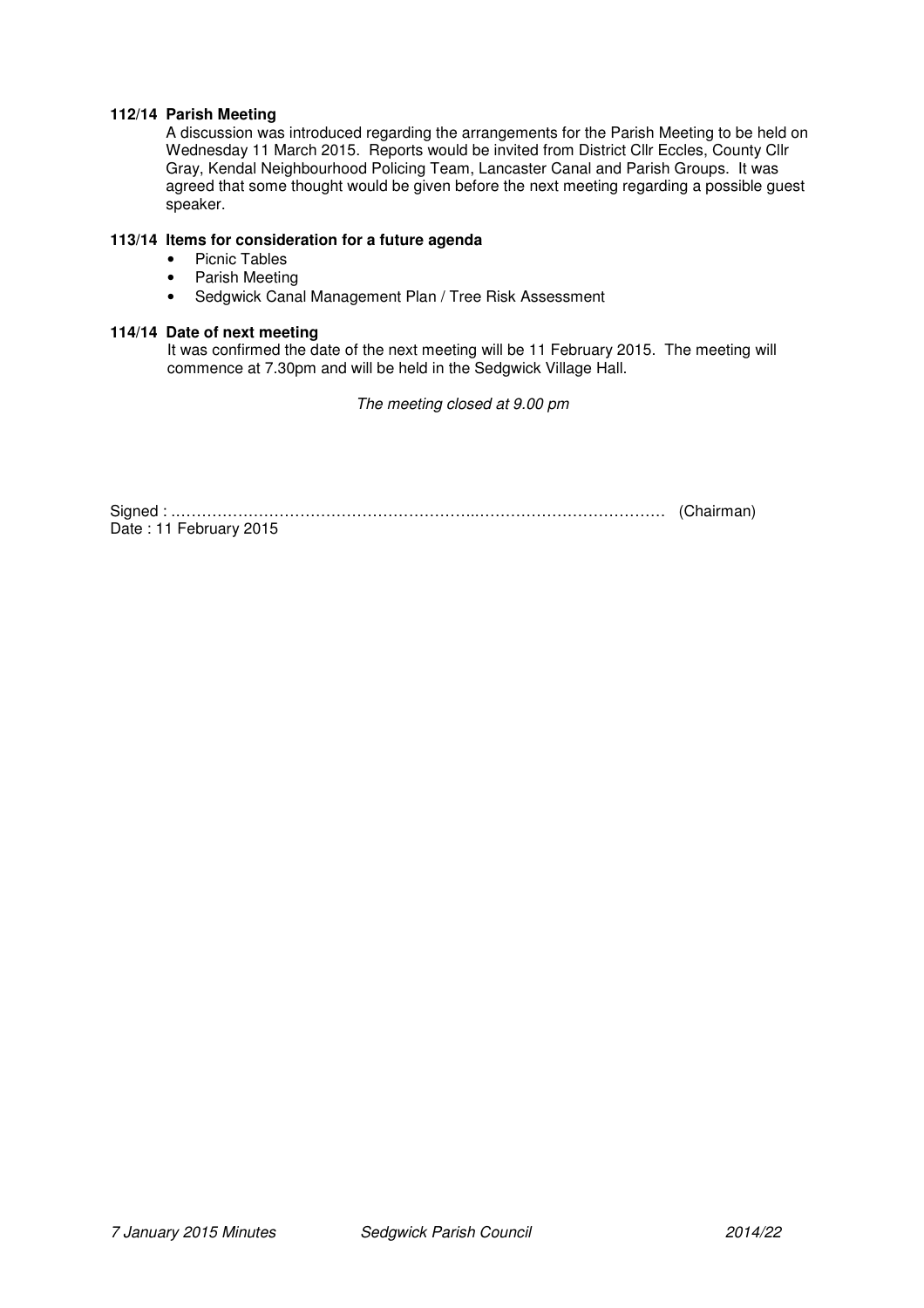**112/14 Parish Meeting**

A discussion was introduced regarding the arrangements for the Parish Meeting to be held on Wednesday 11 March 2015. Reports would be invited from District Cllr Eccles, County Cllr Gray, Kendal Neighbourhood Policing Team, Lancaster Canal and Parish Groups. It was agreed that some thought would be given before the next meeting regarding a possible guest speaker.

**113/14 Items for consideration for a future agenda**

- Picnic Tables
- Parish Meeting
- Sedgwick Canal Management Plan / Tree Risk Assessment

**114/14 Date of next meeting**

It was confirmed the date of the next meeting will be 11 February 2015. The meeting will commence at 7.30pm and will be held in the Sedgwick Village Hall.

*The meeting closed at 9.00 pm*

Signed : ………………………………………………….……………………………… (Chairman)
Date : 11 February 2015